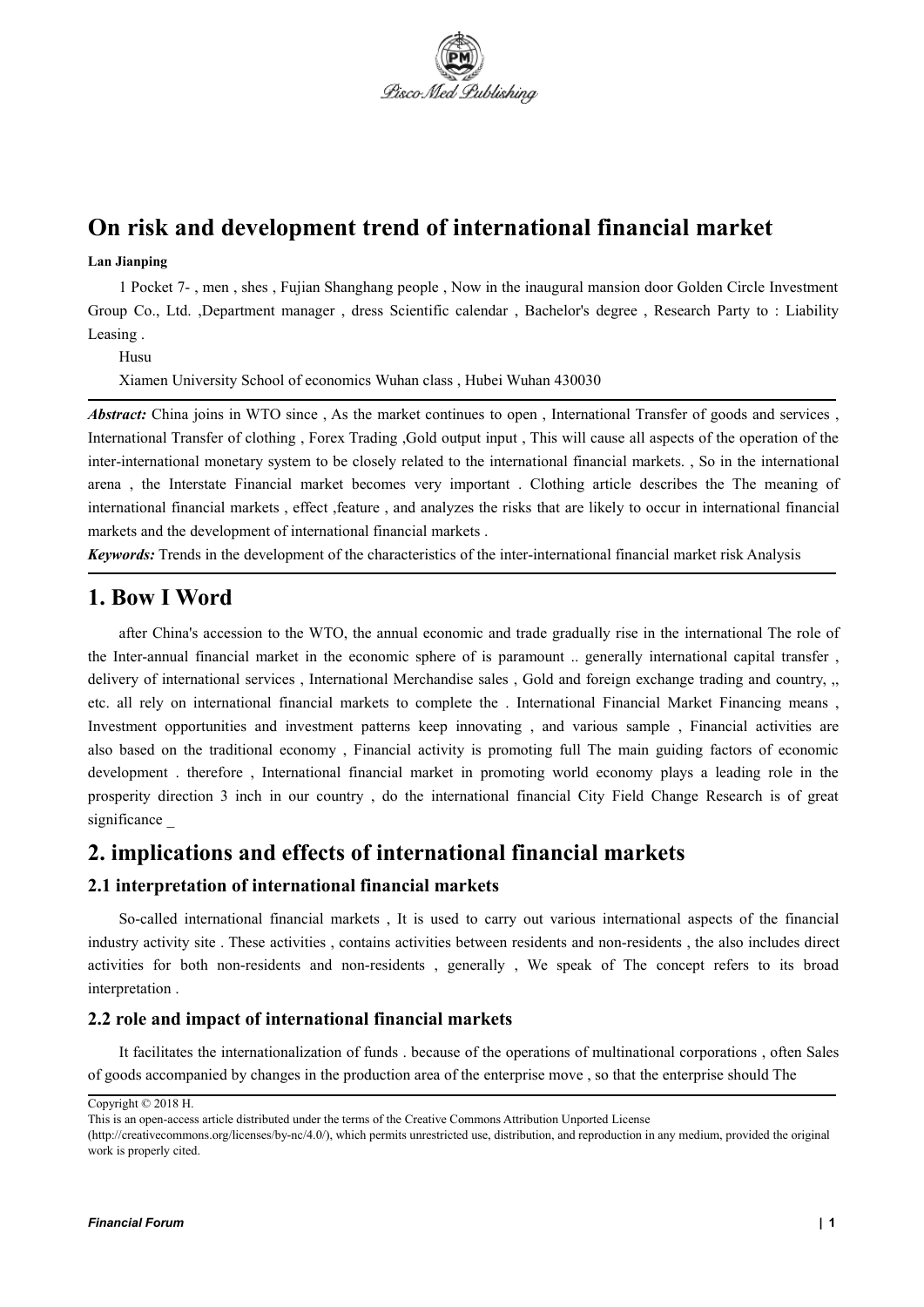# On risk and development trend of international financial market

**Lan Jianping**

1 Pocket 7- , men , shes , Fujian Shanghang people , Now in the inaugural mansion door Golden Circle Investment Group Co., Ltd. ,Department manager , dress Scientific calendar , Bachelor's degree , Research Party to : Liability Leasing .

Husu

Xiamen University School of economics Wuhan class , Hubei Wuhan 430030

***Abstract:*** China joins in WTO since , As the market continues to open , International Transfer of goods and services , International Transfer of clothing , Forex Trading ,Gold output input , This will cause all aspects of the operation of the inter-international monetary system to be closely related to the international financial markets. , So in the international arena , the Interstate Financial market becomes very important . Clothing article describes the The meaning of international financial markets , effect ,feature , and analyzes the risks that are likely to occur in international financial markets and the development of international financial markets .

***Keywords:*** Trends in the development of the characteristics of the inter-international financial market risk Analysis

## 1. Bow I Word

after China's accession to the WTO, the annual economic and trade gradually rise in the international The role of the Inter-annual financial market in the economic sphere of is paramount .. generally international capital transfer , delivery of international services , International Merchandise sales , Gold and foreign exchange trading and country, ,, etc. all rely on international financial markets to complete the . International Financial Market Financing means , Investment opportunities and investment patterns keep innovating , and various sample , Financial activities are also based on the traditional economy , Financial activity is promoting full The main guiding factors of economic development . therefore , International financial market in promoting world economy plays a leading role in the prosperity direction 3 inch in our country , do the international financial City Field Change Research is of great significance _

## 2. implications and effects of international financial markets

### 2.1 interpretation of international financial markets

So-called international financial markets , It is used to carry out various international aspects of the financial industry activity site . These activities , contains activities between residents and non-residents , the also includes direct activities for both non-residents and non-residents , generally , We speak of The concept refers to its broad interpretation .

### 2.2 role and impact of international financial markets

It facilitates the internationalization of funds . because of the operations of multinational corporations , often Sales of goods accompanied by changes in the production area of the enterprise move , so that the enterprise should The

Copyright © 2018 H.

This is an open-access article distributed under the terms of the Creative Commons Attribution Unported License (http://creativecommons.org/licenses/by-nc/4.0/), which permits unrestricted use, distribution, and reproduction in any medium, provided the original work is properly cited.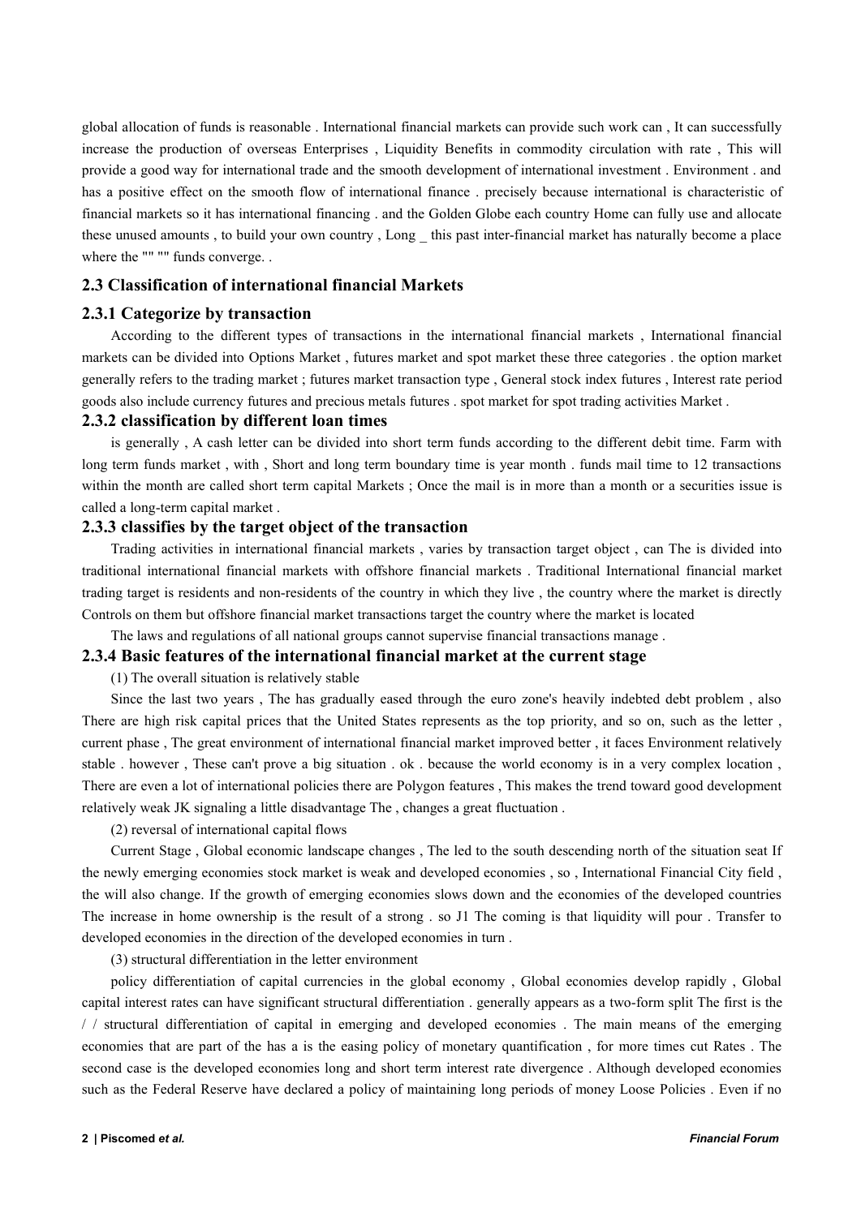global allocation of funds is reasonable . International financial markets can provide such work can , It can successfully increase the production of overseas Enterprises , Liquidity Benefits in commodity circulation with rate , This will provide a good way for international trade and the smooth development of international investment . Environment . and has a positive effect on the smooth flow of international finance . precisely because international is characteristic of financial markets so it has international financing . and the Golden Globe each country Home can fully use and allocate these unused amounts , to build your own country , Long _ this past inter-financial market has naturally become a place where the "" "" funds converge. .

## 2.3 Classification of international financial Markets

### 2.3.1 Categorize by transaction

According to the different types of transactions in the international financial markets , International financial markets can be divided into Options Market , futures market and spot market these three categories . the option market generally refers to the trading market ; futures market transaction type , General stock index futures , Interest rate period goods also include currency futures and precious metals futures . spot market for spot trading activities Market .

### 2.3.2 classification by different loan times

is generally , A cash letter can be divided into short term funds according to the different debit time. Farm with long term funds market , with , Short and long term boundary time is year month . funds mail time to 12 transactions within the month are called short term capital Markets ; Once the mail is in more than a month or a securities issue is called a long-term capital market .

### 2.3.3 classifies by the target object of the transaction

Trading activities in international financial markets , varies by transaction target object , can The is divided into traditional international financial markets with offshore financial markets . Traditional International financial market trading target is residents and non-residents of the country in which they live , the country where the market is directly Controls on them but offshore financial market transactions target the country where the market is located

The laws and regulations of all national groups cannot supervise financial transactions manage .

### 2.3.4 Basic features of the international financial market at the current stage

(1) The overall situation is relatively stable

Since the last two years , The has gradually eased through the euro zone's heavily indebted debt problem , also There are high risk capital prices that the United States represents as the top priority, and so on, such as the letter , current phase , The great environment of international financial market improved better , it faces Environment relatively stable . however , These can't prove a big situation . ok . because the world economy is in a very complex location , There are even a lot of international policies there are Polygon features , This makes the trend toward good development relatively weak JK signaling a little disadvantage The , changes a great fluctuation .

(2) reversal of international capital flows

Current Stage , Global economic landscape changes , The led to the south descending north of the situation seat If the newly emerging economies stock market is weak and developed economies , so , International Financial City field , the will also change. If the growth of emerging economies slows down and the economies of the developed countries The increase in home ownership is the result of a strong . so J1 The coming is that liquidity will pour . Transfer to developed economies in the direction of the developed economies in turn .

(3) structural differentiation in the letter environment

policy differentiation of capital currencies in the global economy , Global economies develop rapidly , Global capital interest rates can have significant structural differentiation . generally appears as a two-form split The first is the / / structural differentiation of capital in emerging and developed economies . The main means of the emerging economies that are part of the has a is the easing policy of monetary quantification , for more times cut Rates . The second case is the developed economies long and short term interest rate divergence . Although developed economies such as the Federal Reserve have declared a policy of maintaining long periods of money Loose Policies . Even if no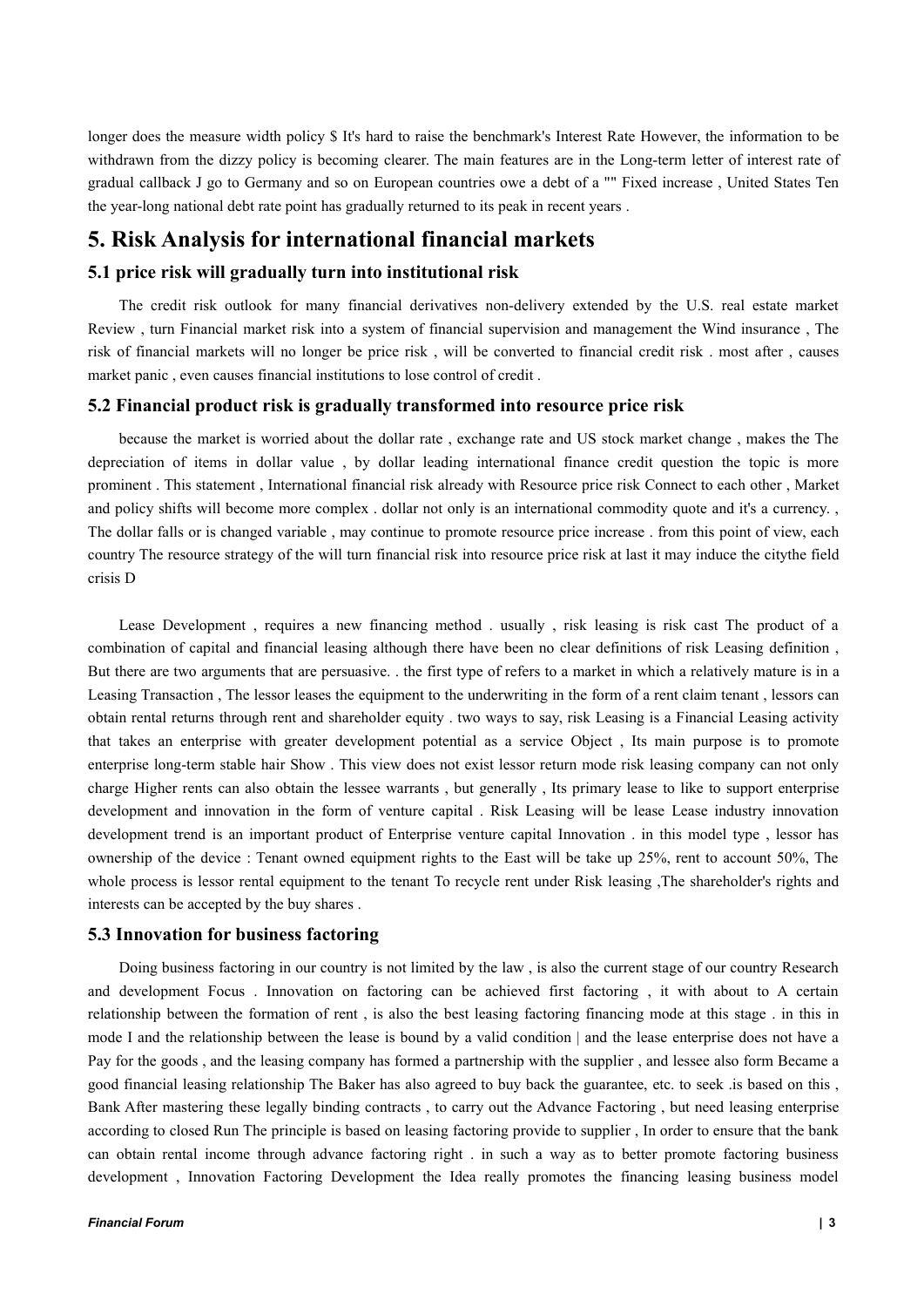longer does the measure width policy $ It's hard to raise the benchmark's Interest Rate However, the information to be withdrawn from the dizzy policy is becoming clearer. The main features are in the Long-term letter of interest rate of gradual callback J go to Germany and so on European countries owe a debt of a "" Fixed increase , United States Ten the year-long national debt rate point has gradually returned to its peak in recent years .

# 5. Risk Analysis for international financial markets

## 5.1 price risk will gradually turn into institutional risk

The credit risk outlook for many financial derivatives non-delivery extended by the U.S. real estate market Review , turn Financial market risk into a system of financial supervision and management the Wind insurance , The risk of financial markets will no longer be price risk , will be converted to financial credit risk . most after , causes market panic , even causes financial institutions to lose control of credit .

## 5.2 Financial product risk is gradually transformed into resource price risk

because the market is worried about the dollar rate , exchange rate and US stock market change , makes the The depreciation of items in dollar value , by dollar leading international finance credit question the topic is more prominent . This statement , International financial risk already with Resource price risk Connect to each other , Market and policy shifts will become more complex . dollar not only is an international commodity quote and it's a currency. , The dollar falls or is changed variable , may continue to promote resource price increase . from this point of view, each country The resource strategy of the will turn financial risk into resource price risk at last it may induce the citythe field crisis D

Lease Development , requires a new financing method . usually , risk leasing is risk cast The product of a combination of capital and financial leasing although there have been no clear definitions of risk Leasing definition , But there are two arguments that are persuasive. . the first type of refers to a market in which a relatively mature is in a Leasing Transaction , The lessor leases the equipment to the underwriting in the form of a rent claim tenant , lessors can obtain rental returns through rent and shareholder equity . two ways to say, risk Leasing is a Financial Leasing activity that takes an enterprise with greater development potential as a service Object , Its main purpose is to promote enterprise long-term stable hair Show . This view does not exist lessor return mode risk leasing company can not only charge Higher rents can also obtain the lessee warrants , but generally , Its primary lease to like to support enterprise development and innovation in the form of venture capital . Risk Leasing will be lease Lease industry innovation development trend is an important product of Enterprise venture capital Innovation . in this model type , lessor has ownership of the device : Tenant owned equipment rights to the East will be take up 25%, rent to account 50%, The whole process is lessor rental equipment to the tenant To recycle rent under Risk leasing ,The shareholder's rights and interests can be accepted by the buy shares .

## 5.3 Innovation for business factoring

Doing business factoring in our country is not limited by the law , is also the current stage of our country Research and development Focus . Innovation on factoring can be achieved first factoring , it with about to A certain relationship between the formation of rent , is also the best leasing factoring financing mode at this stage . in this in mode I and the relationship between the lease is bound by a valid condition | and the lease enterprise does not have a Pay for the goods , and the leasing company has formed a partnership with the supplier , and lessee also form Became a good financial leasing relationship The Baker has also agreed to buy back the guarantee, etc. to seek .is based on this , Bank After mastering these legally binding contracts , to carry out the Advance Factoring , but need leasing enterprise according to closed Run The principle is based on leasing factoring provide to supplier , In order to ensure that the bank can obtain rental income through advance factoring right . in such a way as to better promote factoring business development , Innovation Factoring Development the Idea really promotes the financing leasing business model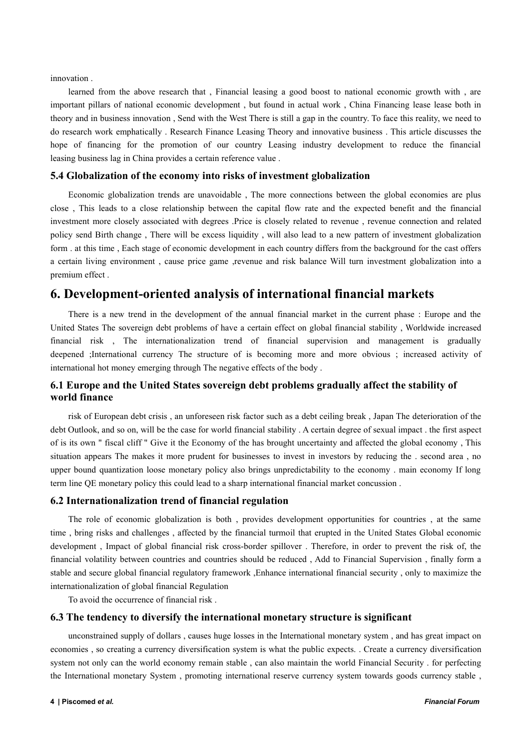innovation .

learned from the above research that , Financial leasing a good boost to national economic growth with , are important pillars of national economic development , but found in actual work , China Financing lease lease both in theory and in business innovation , Send with the West There is still a gap in the country. To face this reality, we need to do research work emphatically . Research Finance Leasing Theory and innovative business . This article discusses the hope of financing for the promotion of our country Leasing industry development to reduce the financial leasing business lag in China provides a certain reference value .

### 5.4 Globalization of the economy into risks of investment globalization

Economic globalization trends are unavoidable , The more connections between the global economies are plus close , This leads to a close relationship between the capital flow rate and the expected benefit and the financial investment more closely associated with degrees .Price is closely related to revenue , revenue connection and related policy send Birth change , There will be excess liquidity , will also lead to a new pattern of investment globalization form . at this time , Each stage of economic development in each country differs from the background for the cast offers a certain living environment , cause price game ,revenue and risk balance Will turn investment globalization into a premium effect .

## 6. Development-oriented analysis of international financial markets

There is a new trend in the development of the annual financial market in the current phase : Europe and the United States The sovereign debt problems of have a certain effect on global financial stability , Worldwide increased financial risk , The internationalization trend of financial supervision and management is gradually deepened ;International currency The structure of is becoming more and more obvious ; increased activity of international hot money emerging through The negative effects of the body .

### 6.1 Europe and the United States sovereign debt problems gradually affect the stability of world finance

risk of European debt crisis , an unforeseen risk factor such as a debt ceiling break , Japan The deterioration of the debt Outlook, and so on, will be the case for world financial stability . A certain degree of sexual impact . the first aspect of is its own " fiscal cliff " Give it the Economy of the has brought uncertainty and affected the global economy , This situation appears The makes it more prudent for businesses to invest in investors by reducing the . second area , no upper bound quantization loose monetary policy also brings unpredictability to the economy . main economy If long term line QE monetary policy this could lead to a sharp international financial market concussion .

### 6.2 Internationalization trend of financial regulation

The role of economic globalization is both , provides development opportunities for countries , at the same time , bring risks and challenges , affected by the financial turmoil that erupted in the United States Global economic development , Impact of global financial risk cross-border spillover . Therefore, in order to prevent the risk of, the financial volatility between countries and countries should be reduced , Add to Financial Supervision , finally form a stable and secure global financial regulatory framework ,Enhance international financial security , only to maximize the internationalization of global financial Regulation

To avoid the occurrence of financial risk .

### 6.3 The tendency to diversify the international monetary structure is significant

unconstrained supply of dollars , causes huge losses in the International monetary system , and has great impact on economies , so creating a currency diversification system is what the public expects. . Create a currency diversification system not only can the world economy remain stable , can also maintain the world Financial Security . for perfecting the International monetary System , promoting international reserve currency system towards goods currency stable ,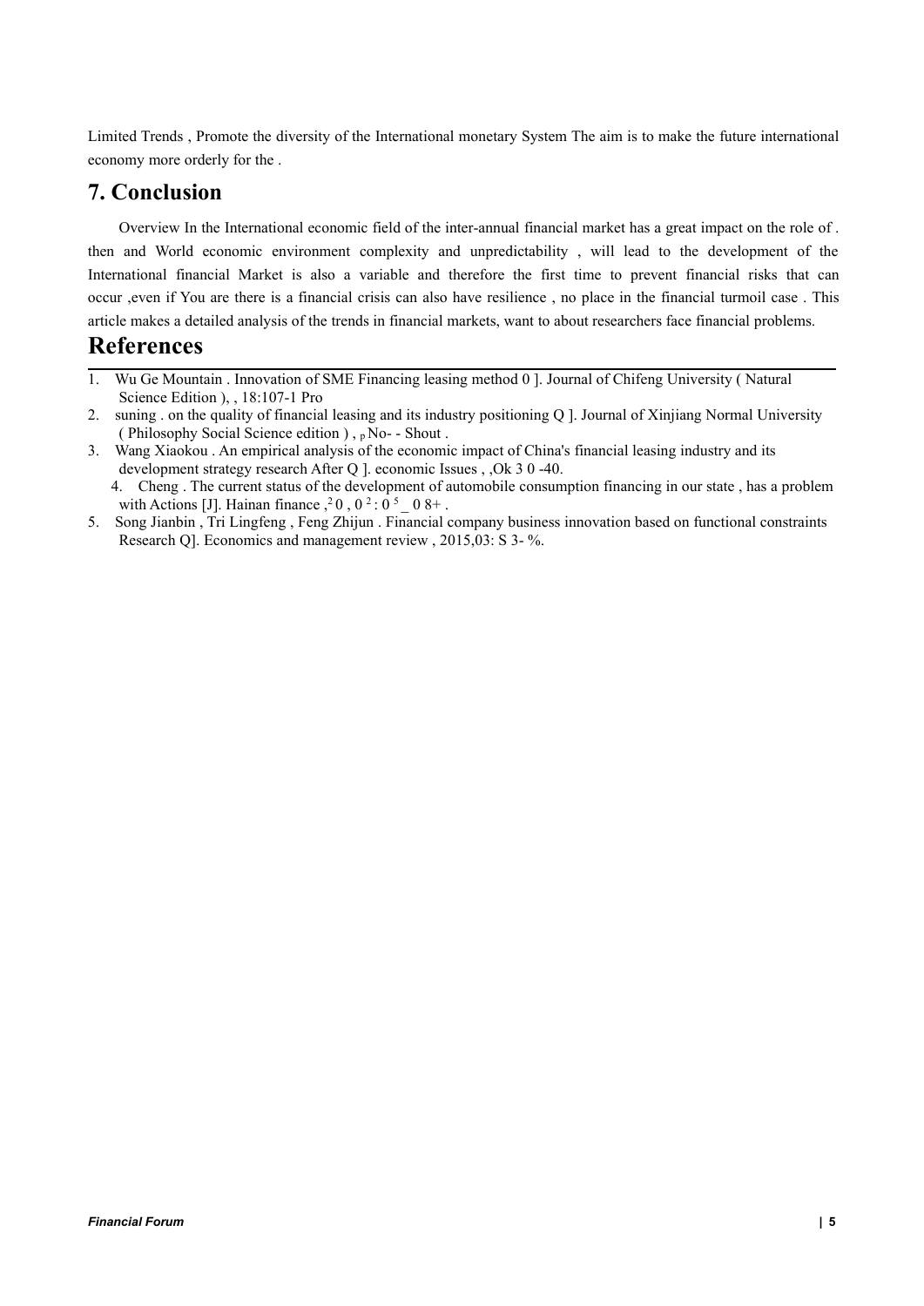Limited Trends , Promote the diversity of the International monetary System The aim is to make the future international economy more orderly for the .

## 7. Conclusion

Overview In the International economic field of the inter-annual financial market has a great impact on the role of . then and World economic environment complexity and unpredictability , will lead to the development of the International financial Market is also a variable and therefore the first time to prevent financial risks that can occur ,even if You are there is a financial crisis can also have resilience , no place in the financial turmoil case . This article makes a detailed analysis of the trends in financial markets, want to about researchers face financial problems.

## References

1. Wu Ge Mountain . Innovation of SME Financing leasing method 0 ]. Journal of Chifeng University ( Natural Science Edition ), , 18:107-1 Pro
2. suning . on the quality of financial leasing and its industry positioning Q ]. Journal of Xinjiang Normal University ( Philosophy Social Science edition ) , p No- - Shout .
3. Wang Xiaokou . An empirical analysis of the economic impact of China's financial leasing industry and its development strategy research After Q ]. economic Issues , ,Ok 3 0 -40.
4. Cheng . The current status of the development of automobile consumption financing in our state , has a problem with Actions [J]. Hainan finance ,2 0 , 0 2 : 0 5 _ 0 8+ .
5. Song Jianbin , Tri Lingfeng , Feng Zhijun . Financial company business innovation based on functional constraints Research Q]. Economics and management review , 2015,03: S 3- %.